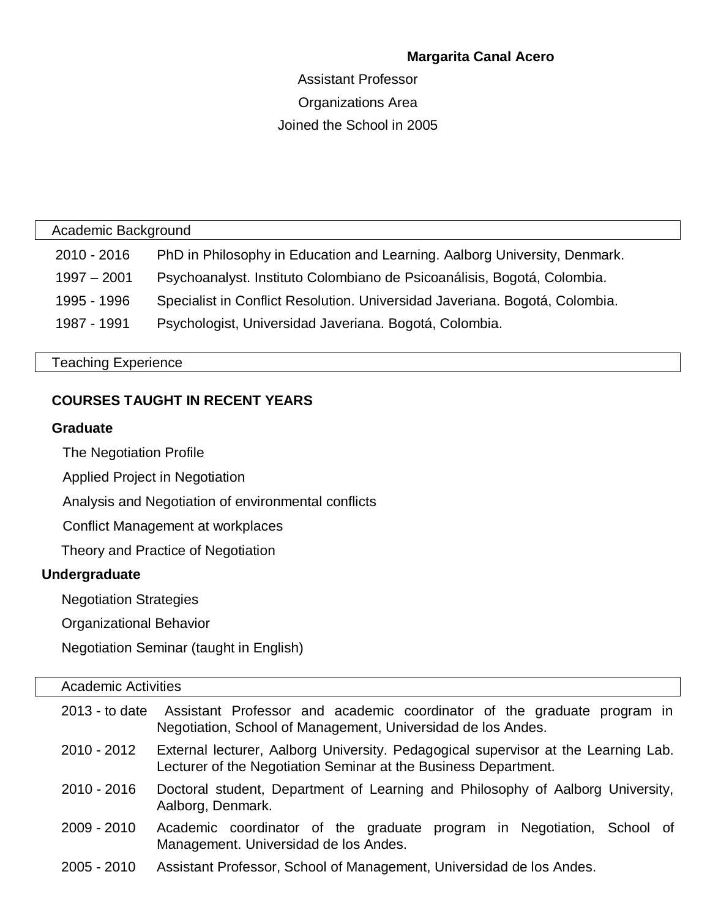**Margarita Canal Acero**

Assistant Professor

Organizations Area

Joined the School in 2005

## Academic Background

| | |
|---|---|
| 2010 - 2016 | PhD in Philosophy in Education and Learning. Aalborg University, Denmark. |
| 1997 – 2001 | Psychoanalyst. Instituto Colombiano de Psicoanálisis, Bogotá, Colombia. |
| 1995 - 1996 | Specialist in Conflict Resolution. Universidad Javeriana. Bogotá, Colombia. |
| 1987 - 1991 | Psychologist, Universidad Javeriana. Bogotá, Colombia. |

## Teaching Experience

**COURSES TAUGHT IN RECENT YEARS**

**Graduate**

The Negotiation Profile

Applied Project in Negotiation

Analysis and Negotiation of environmental conflicts

Conflict Management at workplaces

Theory and Practice of Negotiation

**Undergraduate**

Negotiation Strategies

Organizational Behavior

Negotiation Seminar (taught in English)

## Academic Activities

| | |
|---|---|
| 2013 - to date | Assistant Professor and academic coordinator of the graduate program in Negotiation, School of Management, Universidad de los Andes. |
| 2010 - 2012 | External lecturer, Aalborg University. Pedagogical supervisor at the Learning Lab. Lecturer of the Negotiation Seminar at the Business Department. |
| 2010 - 2016 | Doctoral student, Department of Learning and Philosophy of Aalborg University, Aalborg, Denmark. |
| 2009 - 2010 | Academic coordinator of the graduate program in Negotiation, School of Management. Universidad de los Andes. |
| 2005 - 2010 | Assistant Professor, School of Management, Universidad de los Andes. |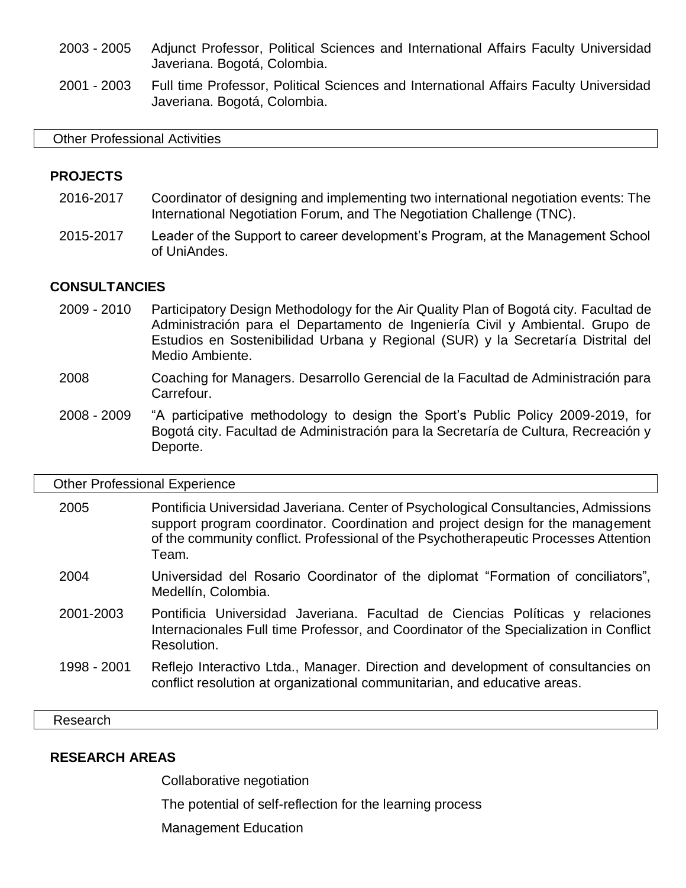2003 - 2005 Adjunct Professor, Political Sciences and International Affairs Faculty Universidad Javeriana. Bogotá, Colombia.

2001 - 2003 Full time Professor, Political Sciences and International Affairs Faculty Universidad Javeriana. Bogotá, Colombia.

## Other Professional Activities

### PROJECTS

2016-2017 Coordinator of designing and implementing two international negotiation events: The International Negotiation Forum, and The Negotiation Challenge (TNC).

2015-2017 Leader of the Support to career development's Program, at the Management School of UniAndes.

### CONSULTANCIES

2009 - 2010 Participatory Design Methodology for the Air Quality Plan of Bogotá city. Facultad de Administración para el Departamento de Ingeniería Civil y Ambiental. Grupo de Estudios en Sostenibilidad Urbana y Regional (SUR) y la Secretaría Distrital del Medio Ambiente.

2008 Coaching for Managers. Desarrollo Gerencial de la Facultad de Administración para Carrefour.

2008 - 2009 "A participative methodology to design the Sport's Public Policy 2009-2019, for Bogotá city. Facultad de Administración para la Secretaría de Cultura, Recreación y Deporte.

## Other Professional Experience

2005 Pontificia Universidad Javeriana. Center of Psychological Consultancies, Admissions support program coordinator. Coordination and project design for the management of the community conflict. Professional of the Psychotherapeutic Processes Attention Team.

2004 Universidad del Rosario Coordinator of the diplomat "Formation of conciliators", Medellín, Colombia.

2001-2003 Pontificia Universidad Javeriana. Facultad de Ciencias Políticas y relaciones Internacionales Full time Professor, and Coordinator of the Specialization in Conflict Resolution.

1998 - 2001 Reflejo Interactivo Ltda., Manager. Direction and development of consultancies on conflict resolution at organizational communitarian, and educative areas.

## Research

### RESEARCH AREAS

Collaborative negotiation

The potential of self-reflection for the learning process

Management Education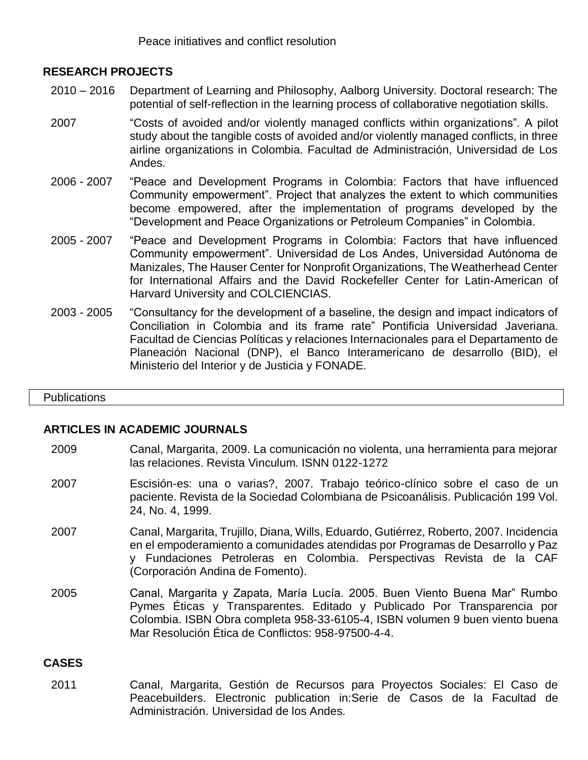Peace initiatives and conflict resolution

### RESEARCH PROJECTS

2010 – 2016 Department of Learning and Philosophy, Aalborg University. Doctoral research: The potential of self-reflection in the learning process of collaborative negotiation skills.

2007 "Costs of avoided and/or violently managed conflicts within organizations". A pilot study about the tangible costs of avoided and/or violently managed conflicts, in three airline organizations in Colombia. Facultad de Administración, Universidad de Los Andes.

2006 - 2007 "Peace and Development Programs in Colombia: Factors that have influenced Community empowerment". Project that analyzes the extent to which communities become empowered, after the implementation of programs developed by the "Development and Peace Organizations or Petroleum Companies" in Colombia.

2005 - 2007 "Peace and Development Programs in Colombia: Factors that have influenced Community empowerment". Universidad de Los Andes, Universidad Autónoma de Manizales, The Hauser Center for Nonprofit Organizations, The Weatherhead Center for International Affairs and the David Rockefeller Center for Latin-American of Harvard University and COLCIENCIAS.

2003 - 2005 "Consultancy for the development of a baseline, the design and impact indicators of Conciliation in Colombia and its frame rate" Pontificia Universidad Javeriana. Facultad de Ciencias Políticas y relaciones Internacionales para el Departamento de Planeación Nacional (DNP), el Banco Interamericano de desarrollo (BID), el Ministerio del Interior y de Justicia y FONADE.

## Publications

### ARTICLES IN ACADEMIC JOURNALS

2009 Canal, Margarita, 2009. La comunicación no violenta, una herramienta para mejorar las relaciones. Revista Vinculum. ISNN 0122-1272

2007 Escisión-es: una o varias?, 2007. Trabajo teórico-clínico sobre el caso de un paciente. Revista de la Sociedad Colombiana de Psicoanálisis. Publicación 199 Vol. 24, No. 4, 1999.

2007 Canal, Margarita, Trujillo, Diana, Wills, Eduardo, Gutiérrez, Roberto, 2007. Incidencia en el empoderamiento a comunidades atendidas por Programas de Desarrollo y Paz y Fundaciones Petroleras en Colombia. Perspectivas Revista de la CAF (Corporación Andina de Fomento).

2005 Canal, Margarita y Zapata, María Lucía. 2005. Buen Viento Buena Mar" Rumbo Pymes Éticas y Transparentes. Editado y Publicado Por Transparencia por Colombia. ISBN Obra completa 958-33-6105-4, ISBN volumen 9 buen viento buena Mar Resolución Ética de Conflictos: 958-97500-4-4.

### CASES

2011 Canal, Margarita, Gestión de Recursos para Proyectos Sociales: El Caso de Peacebuilders. Electronic publication in:Serie de Casos de la Facultad de Administración. Universidad de los Andes.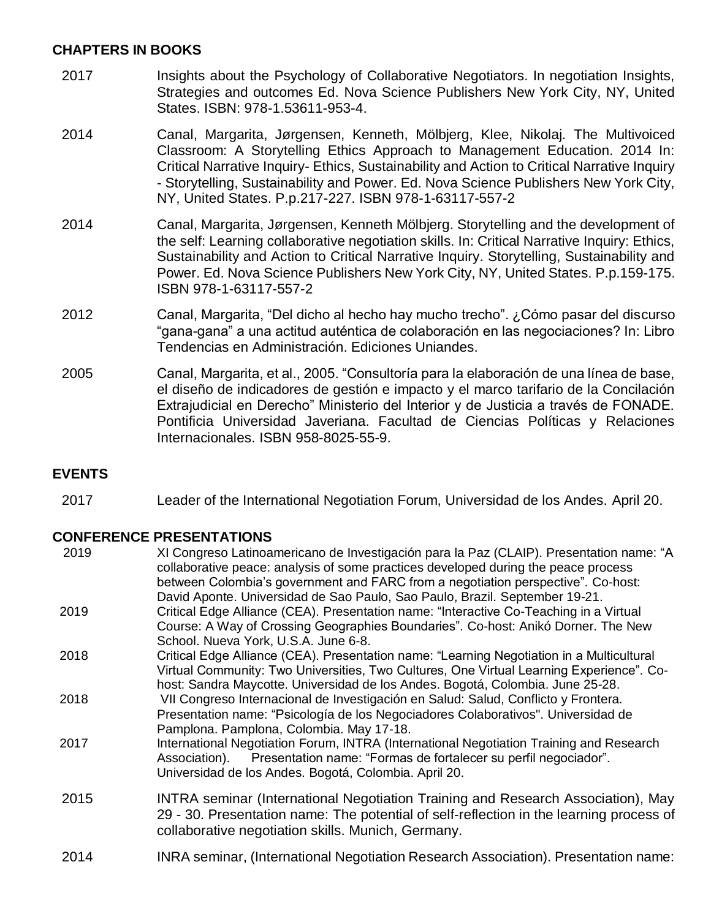## CHAPTERS IN BOOKS

2017 Insights about the Psychology of Collaborative Negotiators. In negotiation Insights, Strategies and outcomes Ed. Nova Science Publishers New York City, NY, United States. ISBN: 978-1.53611-953-4.

2014 Canal, Margarita, Jørgensen, Kenneth, Mölbjerg, Klee, Nikolaj. The Multivoiced Classroom: A Storytelling Ethics Approach to Management Education. 2014 In: Critical Narrative Inquiry- Ethics, Sustainability and Action to Critical Narrative Inquiry - Storytelling, Sustainability and Power. Ed. Nova Science Publishers New York City, NY, United States. P.p.217-227. ISBN 978-1-63117-557-2

2014 Canal, Margarita, Jørgensen, Kenneth Mölbjerg. Storytelling and the development of the self: Learning collaborative negotiation skills. In: Critical Narrative Inquiry: Ethics, Sustainability and Action to Critical Narrative Inquiry. Storytelling, Sustainability and Power. Ed. Nova Science Publishers New York City, NY, United States. P.p.159-175. ISBN 978-1-63117-557-2

2012 Canal, Margarita, “Del dicho al hecho hay mucho trecho”. ¿Cómo pasar del discurso “gana-gana” a una actitud auténtica de colaboración en las negociaciones? In: Libro Tendencias en Administración. Ediciones Uniandes.

2005 Canal, Margarita, et al., 2005. “Consultoría para la elaboración de una línea de base, el diseño de indicadores de gestión e impacto y el marco tarifario de la Concilación Extrajudicial en Derecho” Ministerio del Interior y de Justicia a través de FONADE. Pontificia Universidad Javeriana. Facultad de Ciencias Políticas y Relaciones Internacionales. ISBN 958-8025-55-9.

## EVENTS

2017 Leader of the International Negotiation Forum, Universidad de los Andes. April 20.

## CONFERENCE PRESENTATIONS

2019 XI Congreso Latinoamericano de Investigación para la Paz (CLAIP). Presentation name: “A collaborative peace: analysis of some practices developed during the peace process between Colombia’s government and FARC from a negotiation perspective”. Co-host: David Aponte. Universidad de Sao Paulo, Sao Paulo, Brazil. September 19-21.

2019 Critical Edge Alliance (CEA). Presentation name: “Interactive Co-Teaching in a Virtual Course: A Way of Crossing Geographies Boundaries”. Co-host: Anikó Dorner. The New School. Nueva York, U.S.A. June 6-8.

2018 Critical Edge Alliance (CEA). Presentation name: “Learning Negotiation in a Multicultural Virtual Community: Two Universities, Two Cultures, One Virtual Learning Experience”. Co-host: Sandra Maycotte. Universidad de los Andes. Bogotá, Colombia. June 25-28.

2018 VII Congreso Internacional de Investigación en Salud: Salud, Conflicto y Frontera. Presentation name: “Psicología de los Negociadores Colaborativos". Universidad de Pamplona. Pamplona, Colombia. May 17-18.

2017 International Negotiation Forum, INTRA (International Negotiation Training and Research Association). Presentation name: “Formas de fortalecer su perfil negociador”. Universidad de los Andes. Bogotá, Colombia. April 20.

2015 INTRA seminar (International Negotiation Training and Research Association), May 29 - 30. Presentation name: The potential of self-reflection in the learning process of collaborative negotiation skills. Munich, Germany.

2014 INRA seminar, (International Negotiation Research Association). Presentation name: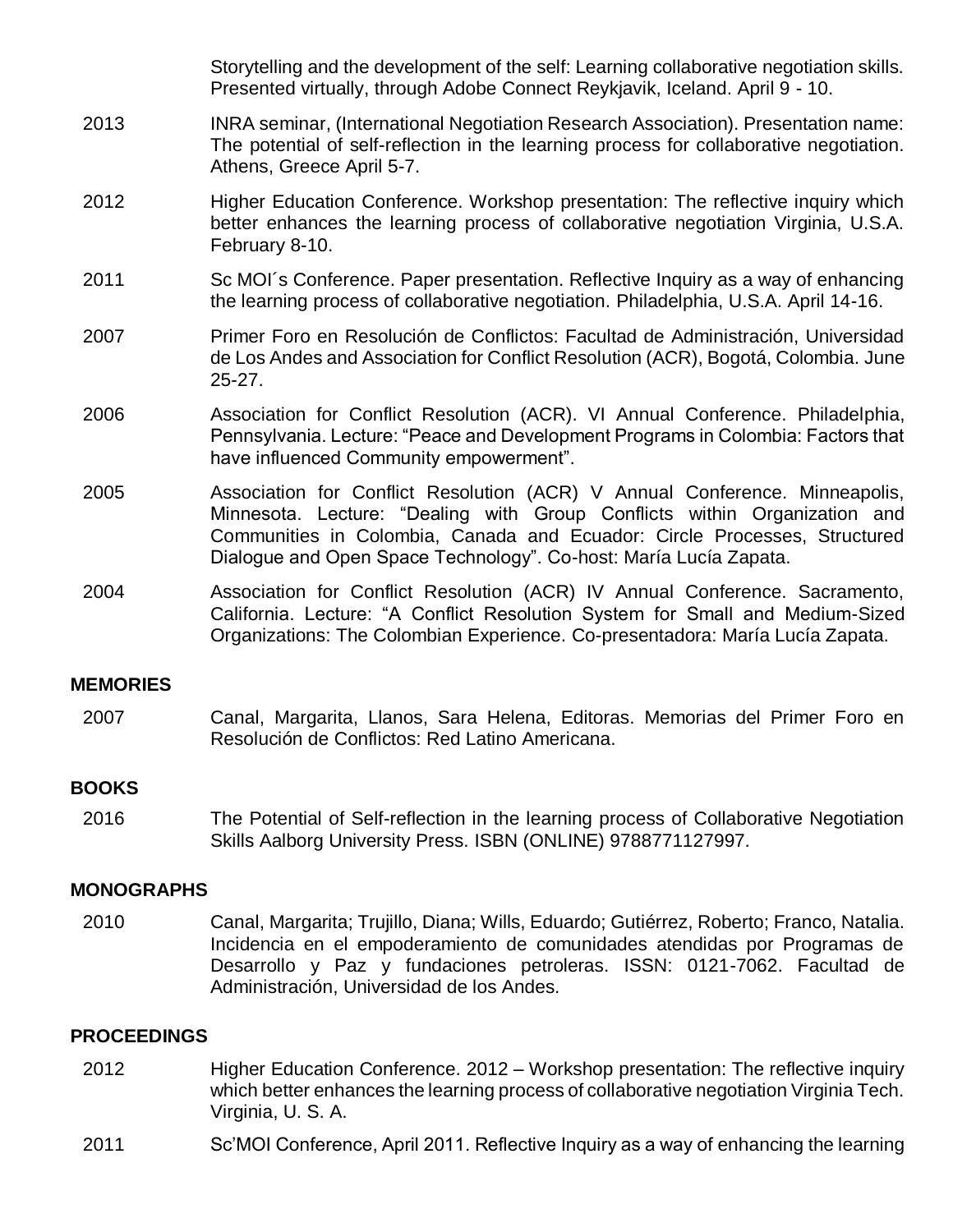Storytelling and the development of the self: Learning collaborative negotiation skills. Presented virtually, through Adobe Connect Reykjavik, Iceland. April 9 - 10.

2013 INRA seminar, (International Negotiation Research Association). Presentation name: The potential of self-reflection in the learning process for collaborative negotiation. Athens, Greece April 5-7.

2012 Higher Education Conference. Workshop presentation: The reflective inquiry which better enhances the learning process of collaborative negotiation Virginia, U.S.A. February 8-10.

2011 Sc MOI´s Conference. Paper presentation. Reflective Inquiry as a way of enhancing the learning process of collaborative negotiation. Philadelphia, U.S.A. April 14-16.

2007 Primer Foro en Resolución de Conflictos: Facultad de Administración, Universidad de Los Andes and Association for Conflict Resolution (ACR), Bogotá, Colombia. June 25-27.

2006 Association for Conflict Resolution (ACR). VI Annual Conference. Philadelphia, Pennsylvania. Lecture: "Peace and Development Programs in Colombia: Factors that have influenced Community empowerment".

2005 Association for Conflict Resolution (ACR) V Annual Conference. Minneapolis, Minnesota. Lecture: "Dealing with Group Conflicts within Organization and Communities in Colombia, Canada and Ecuador: Circle Processes, Structured Dialogue and Open Space Technology". Co-host: María Lucía Zapata.

2004 Association for Conflict Resolution (ACR) IV Annual Conference. Sacramento, California. Lecture: "A Conflict Resolution System for Small and Medium-Sized Organizations: The Colombian Experience. Co-presentadora: María Lucía Zapata.

## MEMORIES

2007 Canal, Margarita, Llanos, Sara Helena, Editoras. Memorias del Primer Foro en Resolución de Conflictos: Red Latino Americana.

## BOOKS

2016 The Potential of Self-reflection in the learning process of Collaborative Negotiation Skills Aalborg University Press. ISBN (ONLINE) 9788771127997.

## MONOGRAPHS

2010 Canal, Margarita; Trujillo, Diana; Wills, Eduardo; Gutiérrez, Roberto; Franco, Natalia. Incidencia en el empoderamiento de comunidades atendidas por Programas de Desarrollo y Paz y fundaciones petroleras. ISSN: 0121-7062. Facultad de Administración, Universidad de los Andes.

## PROCEEDINGS

2012 Higher Education Conference. 2012 – Workshop presentation: The reflective inquiry which better enhances the learning process of collaborative negotiation Virginia Tech. Virginia, U. S. A.

2011 Sc'MOI Conference, April 2011. Reflective Inquiry as a way of enhancing the learning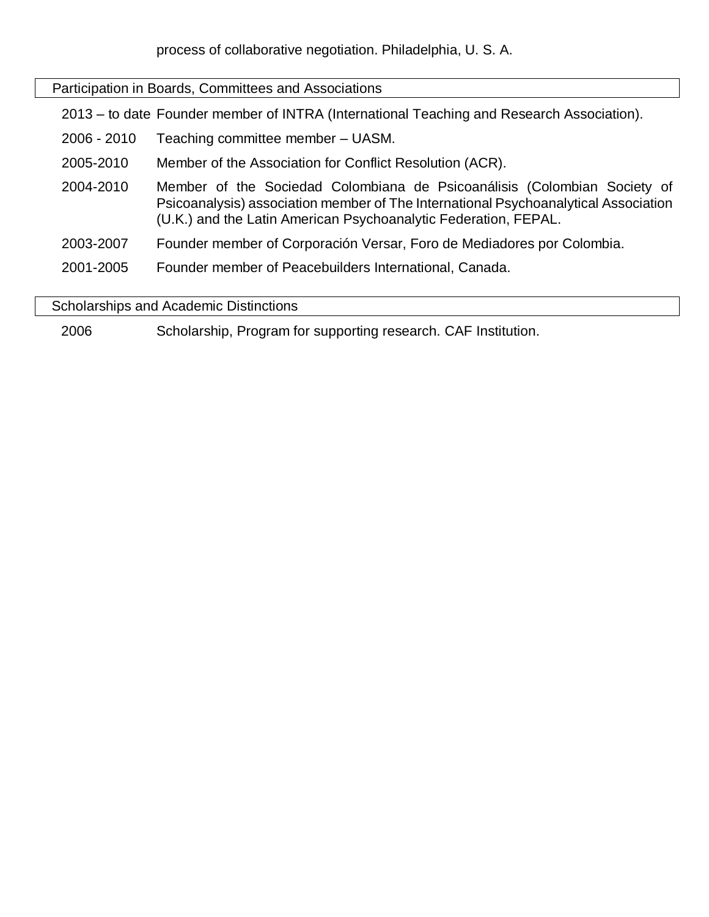process of collaborative negotiation. Philadelphia, U. S. A.

## Participation in Boards, Committees and Associations

| | |
|---|---|
| 2013 – to date | Founder member of INTRA (International Teaching and Research Association). |
| 2006 - 2010 | Teaching committee member – UASM. |
| 2005-2010 | Member of the Association for Conflict Resolution (ACR). |
| 2004-2010 | Member of the Sociedad Colombiana de Psicoanálisis (Colombian Society of Psicoanalysis) association member of The International Psychoanalytical Association (U.K.) and the Latin American Psychoanalytic Federation, FEPAL. |
| 2003-2007 | Founder member of Corporación Versar, Foro de Mediadores por Colombia. |
| 2001-2005 | Founder member of Peacebuilders International, Canada. |

## Scholarships and Academic Distinctions

| | |
|---|---|
| 2006 | Scholarship, Program for supporting research. CAF Institution. |